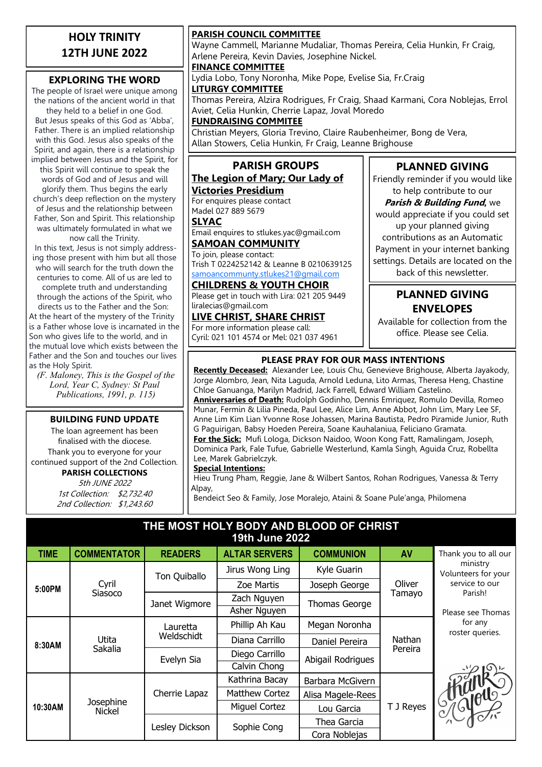# HOLY TRINITY
# 12TH JUNE 2022

## EXPLORING THE WORD

The people of Israel were unique among the nations of the ancient world in that they held to a belief in one God. But Jesus speaks of this God as 'Abba', Father. There is an implied relationship with this God. Jesus also speaks of the Spirit, and again, there is a relationship implied between Jesus and the Spirit, for this Spirit will continue to speak the words of God and of Jesus and will glorify them. Thus begins the early church's deep reflection on the mystery of Jesus and the relationship between Father, Son and Spirit. This relationship was ultimately formulated in what we now call the Trinity.

In this text, Jesus is not simply addressing those present with him but all those who will search for the truth down the centuries to come. All of us are led to complete truth and understanding through the actions of the Spirit, who directs us to the Father and the Son: At the heart of the mystery of the Trinity is a Father whose love is incarnated in the Son who gives life to the world, and in the mutual love which exists between the Father and the Son and touches our lives as the Holy Spirit.

*(F. Maloney, This is the Gospel of the Lord, Year C, Sydney: St Paul Publications, 1991, p. 115)*

## BUILDING FUND UPDATE

The loan agreement has been finalised with the diocese.
Thank you to everyone for your continued support of the 2nd Collection.

**PARISH COLLECTIONS**

*5th JUNE 2022*
*1st Collection: $2,732.40*
*2nd Collection: $1,243.60*

**PARISH COUNCIL COMMITTEE**
Wayne Cammell, Marianne Mudaliar, Thomas Pereira, Celia Hunkin, Fr Craig, Arlene Pereira, Kevin Davies, Josephine Nickel.

**FINANCE COMMITTEE**
Lydia Lobo, Tony Noronha, Mike Pope, Evelise Sia, Fr.Craig

**LITURGY COMMITTEE**
Thomas Pereira, Alzira Rodrigues, Fr Craig, Shaad Karmani, Cora Noblejas, Errol Aviet, Celia Hunkin, Cherrie Lapaz, Joval Moredo

**FUNDRAISING COMMITEE**
Christian Meyers, Gloria Trevino, Claire Raubenheimer, Bong de Vera, Allan Stowers, Celia Hunkin, Fr Craig, Leanne Brighouse

## PARISH GROUPS

**The Legion of Mary; Our Lady of Victories Presidium**
For enquires please contact
Madel 027 889 5679

**SLYAC**
Email enquires to stlukes.yac@gmail.com

**SAMOAN COMMUNITY**
To join, please contact:
Trish T 0224252142 & Leanne B 0210639125
samoancommunty.stlukes21@gmail.com

**CHILDRENS & YOUTH CHOIR**
Please get in touch with Lira: 021 205 9449
liralecias@gmail.com

**LIVE CHRIST, SHARE CHRIST**
For more information please call:
Cyril: 021 101 4574 or Mel: 021 037 4961

## PLANNED GIVING

Friendly reminder if you would like to help contribute to our ***Parish & Building Fund***, we would appreciate if you could set up your planned giving contributions as an Automatic Payment in your internet banking settings. Details are located on the back of this newsletter.

## PLANNED GIVING ENVELOPES

Available for collection from the office. Please see Celia.

## PLEASE PRAY FOR OUR MASS INTENTIONS

**Recently Deceased:** Alexander Lee, Louis Chu, Genevieve Brighouse, Alberta Jayakody, Jorge Alombro, Jean, Nita Laguda, Arnold Leduna, Lito Armas, Theresa Heng, Chastine Chloe Ganuanga, Marilyn Madrid, Jack Farrell, Edward William Castelino.

**Anniversaries of Death:** Rudolph Godinho, Dennis Emriquez, Romulo Devilla, Romeo Munar, Fermin & Lilia Pineda, Paul Lee, Alice Lim, Anne Abbot, John Lim, Mary Lee SF, Anne Lim Kim Lian Yvonne Rose Johassen, Marina Bautista, Pedro Piramide Junior, Ruth G Paguirigan, Babsy Hoeden Pereira, Soane Kauhalaniua, Feliciano Gramata.

**For the Sick:** Mufi Lologa, Dickson Naidoo, Woon Kong Fatt, Ramalingam, Joseph, Dominica Park, Fale Tufue, Gabrielle Westerlund, Kamla Singh, Aguida Cruz, Robellta Lee, Marek Gabrielczyk.

**Special Intentions:**
Hieu Trung Pham, Reggie, Jane & Wilbert Santos, Rohan Rodrigues, Vanessa & Terry Alpay,
Bendeict Seo & Family, Jose Moralejo, Ataini & Soane Pule'anga, Philomena

## THE MOST HOLY BODY AND BLOOD OF CHRIST
## 19th June 2022

| TIME | COMMENTATOR | READERS | ALTAR SERVERS | COMMUNION | AV |
|---|---|---|---|---|---|
| 5:00PM | Cyril Siasoco | Ton Quiballo | Jirus Wong Ling | Kyle Guarin | Oliver Tamayo |
| | | | Zoe Martis | Joseph George | |
| | | Janet Wigmore | Zach Nguyen | Thomas George | |
| | | | Asher Nguyen | | |
| 8:30AM | Utita Sakalia | Lauretta Weldschidt | Phillip Ah Kau | Megan Noronha | Nathan Pereira |
| | | | Diana Carrillo | Daniel Pereira | |
| | | Evelyn Sia | Diego Carrillo | Abigail Rodrigues | |
| | | | Calvin Chong | | |
| 10:30AM | Josephine Nickel | Cherrie Lapaz | Kathrina Bacay | Barbara McGivern | T J Reyes |
| | | | Matthew Cortez | Alisa Magele-Rees | |
| | | | Miguel Cortez | Lou Garcia | |
| | | Lesley Dickson | Sophie Cong | Thea Garcia | |
| | | | | Cora Noblejas | |

Thank you to all our ministry Volunteers for your service to our Parish!

Please see Thomas for any roster queries.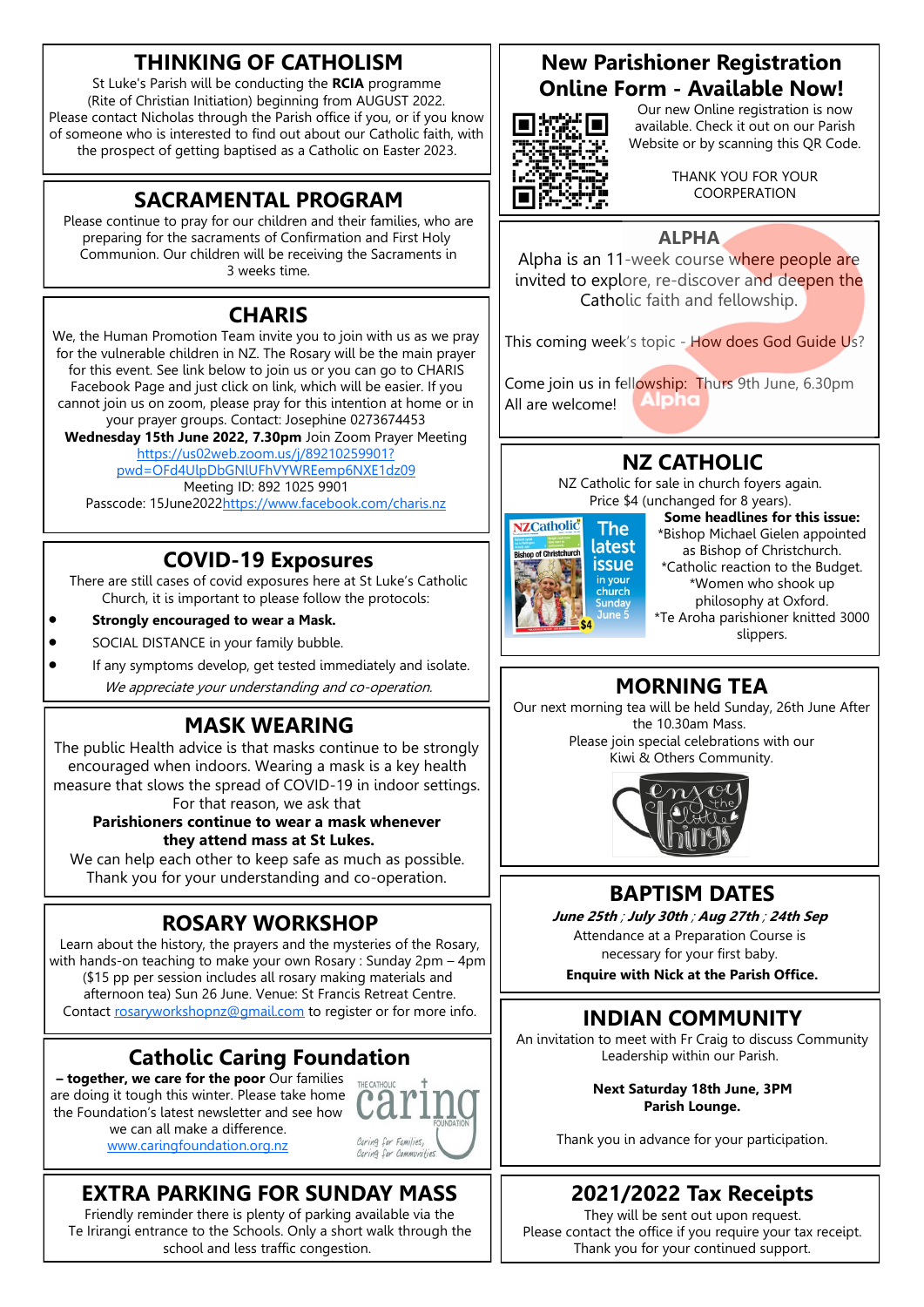## THINKING OF CATHOLISM

St Luke's Parish will be conducting the **RCIA** programme (Rite of Christian Initiation) beginning from AUGUST 2022. Please contact Nicholas through the Parish office if you, or if you know of someone who is interested to find out about our Catholic faith, with the prospect of getting baptised as a Catholic on Easter 2023.

## SACRAMENTAL PROGRAM

Please continue to pray for our children and their families, who are preparing for the sacraments of Confirmation and First Holy Communion. Our children will be receiving the Sacraments in 3 weeks time.

## CHARIS

We, the Human Promotion Team invite you to join with us as we pray for the vulnerable children in NZ. The Rosary will be the main prayer for this event. See link below to join us or you can go to CHARIS Facebook Page and just click on link, which will be easier. If you cannot join us on zoom, please pray for this intention at home or in your prayer groups. Contact: Josephine 0273674453

**Wednesday 15th June 2022, 7.30pm** Join Zoom Prayer Meeting
https://us02web.zoom.us/j/89210259901?pwd=OFd4UlpDbGNlUFhVYWREemp6NXE1dz09
Meeting ID: 892 1025 9901
Passcode: 15June2022https://www.facebook.com/charis.nz

## COVID-19 Exposures

There are still cases of covid exposures here at St Luke's Catholic Church, it is important to please follow the protocols:

- **Strongly encouraged to wear a Mask.**
- SOCIAL DISTANCE in your family bubble.
- If any symptoms develop, get tested immediately and isolate.

*We appreciate your understanding and co-operation.*

## MASK WEARING

The public Health advice is that masks continue to be strongly encouraged when indoors. Wearing a mask is a key health measure that slows the spread of COVID-19 in indoor settings. For that reason, we ask that

**Parishioners continue to wear a mask whenever they attend mass at St Lukes.**

We can help each other to keep safe as much as possible. Thank you for your understanding and co-operation.

## ROSARY WORKSHOP

Learn about the history, the prayers and the mysteries of the Rosary, with hands-on teaching to make your own Rosary : Sunday 2pm – 4pm ($15 pp per session includes all rosary making materials and afternoon tea) Sun 26 June. Venue: St Francis Retreat Centre. Contact rosaryworkshopnz@gmail.com to register or for more info.

## Catholic Caring Foundation

**– together, we care for the poor** Our families are doing it tough this winter. Please take home the Foundation's latest newsletter and see how we can all make a difference.
www.caringfoundation.org.nz

## EXTRA PARKING FOR SUNDAY MASS

Friendly reminder there is plenty of parking available via the Te Irirangi entrance to the Schools. Only a short walk through the school and less traffic congestion.

## New Parishioner Registration Online Form - Available Now!

Our new Online registration is now available. Check it out on our Parish Website or by scanning this QR Code.

THANK YOU FOR YOUR COORPERATION

## ALPHA

Alpha is an 11-week course where people are invited to explore, re-discover and deepen the Catholic faith and fellowship.

This coming week's topic - How does God Guide Us?

Come join us in fellowship: Thurs 9th June, 6.30pm
All are welcome!

## NZ CATHOLIC

NZ Catholic for sale in church foyers again.
Price $4 (unchanged for 8 years).

**Some headlines for this issue:**
*Bishop Michael Gielen appointed as Bishop of Christchurch.
*Catholic reaction to the Budget.
*Women who shook up philosophy at Oxford.
*Te Aroha parishioner knitted 3000 slippers.

## MORNING TEA

Our next morning tea will be held Sunday, 26th June After the 10.30am Mass.
Please join special celebrations with our Kiwi & Others Community.

## BAPTISM DATES

***June 25th ; July 30th ; Aug 27th ; 24th Sep***

Attendance at a Preparation Course is necessary for your first baby.

**Enquire with Nick at the Parish Office.**

## INDIAN COMMUNITY

An invitation to meet with Fr Craig to discuss Community Leadership within our Parish.

**Next Saturday 18th June, 3PM**
**Parish Lounge.**

Thank you in advance for your participation.

## 2021/2022 Tax Receipts

They will be sent out upon request.
Please contact the office if you require your tax receipt.
Thank you for your continued support.